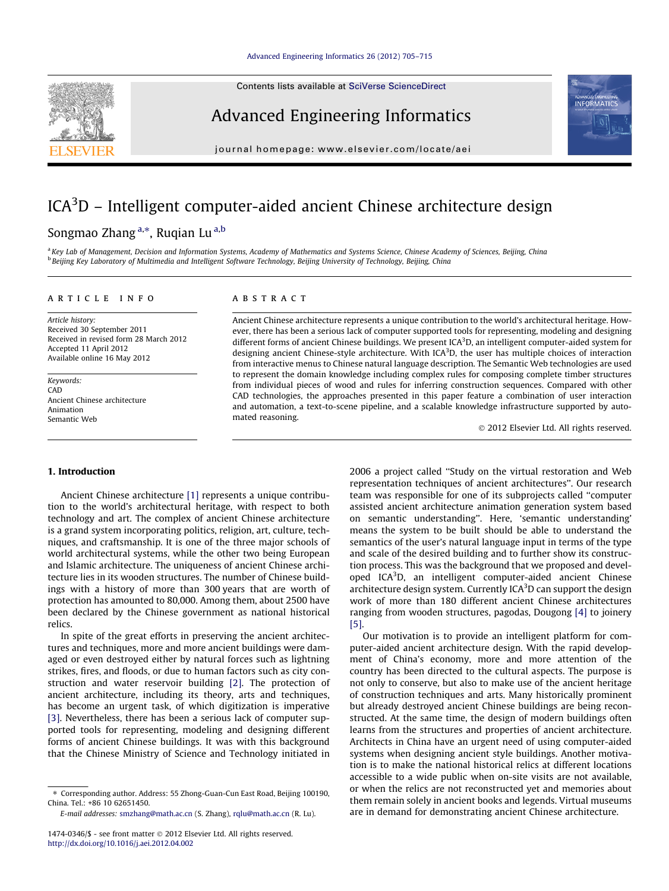# ICA$^3$D – Intelligent computer-aided ancient Chinese architecture design

Songmao Zhang [a,*], Ruqian Lu [a,b]

[a] Key Lab of Management, Decision and Information Systems, Academy of Mathematics and Systems Science, Chinese Academy of Sciences, Beijing, China
[b] Beijing Key Laboratory of Multimedia and Intelligent Software Technology, Beijing University of Technology, Beijing, China

## ARTICLE INFO

*Article history:*
Received 30 September 2011
Received in revised form 28 March 2012
Accepted 11 April 2012
Available online 16 May 2012

*Keywords:*
CAD
Ancient Chinese architecture
Animation
Semantic Web

## ABSTRACT

Ancient Chinese architecture represents a unique contribution to the world's architectural heritage. However, there has been a serious lack of computer supported tools for representing, modeling and designing different forms of ancient Chinese buildings. We present ICA$^3$D, an intelligent computer-aided system for designing ancient Chinese-style architecture. With ICA$^3$D, the user has multiple choices of interaction from interactive menus to Chinese natural language description. The Semantic Web technologies are used to represent the domain knowledge including complex rules for composing complete timber structures from individual pieces of wood and rules for inferring construction sequences. Compared with other CAD technologies, the approaches presented in this paper feature a combination of user interaction and automation, a text-to-scene pipeline, and a scalable knowledge infrastructure supported by automated reasoning.

© 2012 Elsevier Ltd. All rights reserved.

## 1. Introduction

Ancient Chinese architecture [1] represents a unique contribution to the world's architectural heritage, with respect to both technology and art. The complex of ancient Chinese architecture is a grand system incorporating politics, religion, art, culture, techniques, and craftsmanship. It is one of the three major schools of world architectural systems, while the other two being European and Islamic architecture. The uniqueness of ancient Chinese architecture lies in its wooden structures. The number of Chinese buildings with a history of more than 300 years that are worth of protection has amounted to 80,000. Among them, about 2500 have been declared by the Chinese government as national historical relics.

In spite of the great efforts in preserving the ancient architectures and techniques, more and more ancient buildings were damaged or even destroyed either by natural forces such as lightning strikes, fires, and floods, or due to human factors such as city construction and water reservoir building [2]. The protection of ancient architecture, including its theory, arts and techniques, has become an urgent task, of which digitization is imperative [3]. Nevertheless, there has been a serious lack of computer supported tools for representing, modeling and designing different forms of ancient Chinese buildings. It was with this background that the Chinese Ministry of Science and Technology initiated in 2006 a project called "Study on the virtual restoration and Web representation techniques of ancient architectures". Our research team was responsible for one of its subprojects called "computer assisted ancient architecture animation generation system based on semantic understanding". Here, 'semantic understanding' means the system to be built should be able to understand the semantics of the user's natural language input in terms of the type and scale of the desired building and to further show its construction process. This was the background that we proposed and developed ICA$^3$D, an intelligent computer-aided ancient Chinese architecture design system. Currently ICA$^3$D can support the design work of more than 180 different ancient Chinese architectures ranging from wooden structures, pagodas, Dougong [4] to joinery [5].

Our motivation is to provide an intelligent platform for computer-aided ancient architecture design. With the rapid development of China's economy, more and more attention of the country has been directed to the cultural aspects. The purpose is not only to conserve, but also to make use of the ancient heritage of construction techniques and arts. Many historically prominent but already destroyed ancient Chinese buildings are being reconstructed. At the same time, the design of modern buildings often learns from the structures and properties of ancient architecture. Architects in China have an urgent need of using computer-aided systems when designing ancient style buildings. Another motivation is to make the national historical relics at different locations accessible to a wide public when on-site visits are not available, or when the relics are not reconstructed yet and memories about them remain solely in ancient books and legends. Virtual museums are in demand for demonstrating ancient Chinese architecture.

* Corresponding author. Address: 55 Zhong-Guan-Cun East Road, Beijing 100190, China. Tel.: +86 10 62651450.
E-mail addresses: smzhang@math.ac.cn (S. Zhang), rqlu@math.ac.cn (R. Lu).

1474-0346/$ - see front matter © 2012 Elsevier Ltd. All rights reserved.
http://dx.doi.org/10.1016/j.aei.2012.04.002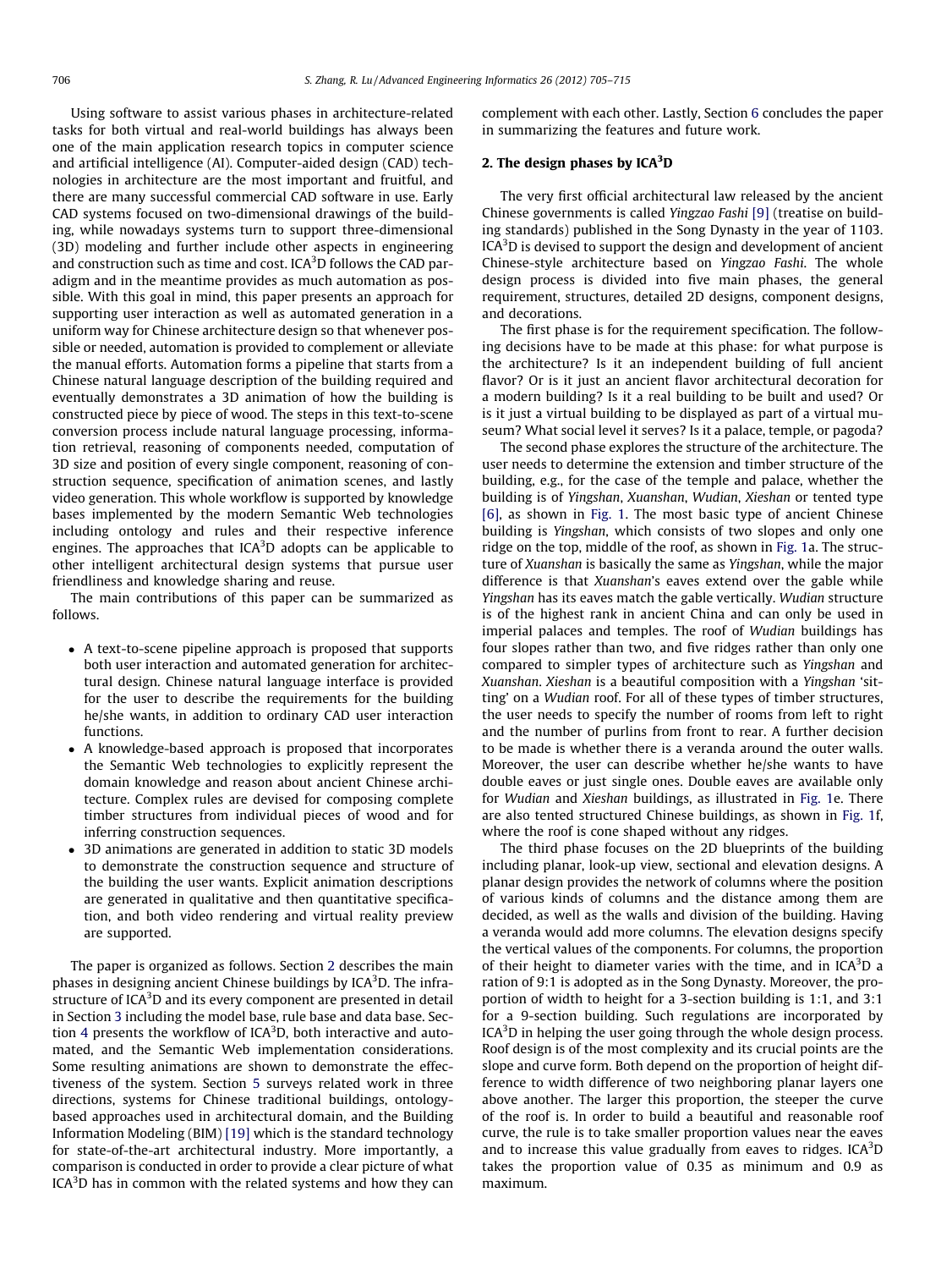Using software to assist various phases in architecture-related tasks for both virtual and real-world buildings has always been one of the main application research topics in computer science and artificial intelligence (AI). Computer-aided design (CAD) technologies in architecture are the most important and fruitful, and there are many successful commercial CAD software in use. Early CAD systems focused on two-dimensional drawings of the building, while nowadays systems turn to support three-dimensional (3D) modeling and further include other aspects in engineering and construction such as time and cost. ICA$^3$D follows the CAD paradigm and in the meantime provides as much automation as possible. With this goal in mind, this paper presents an approach for supporting user interaction as well as automated generation in a uniform way for Chinese architecture design so that whenever possible or needed, automation is provided to complement or alleviate the manual efforts. Automation forms a pipeline that starts from a Chinese natural language description of the building required and eventually demonstrates a 3D animation of how the building is constructed piece by piece of wood. The steps in this text-to-scene conversion process include natural language processing, information retrieval, reasoning of components needed, computation of 3D size and position of every single component, reasoning of construction sequence, specification of animation scenes, and lastly video generation. This whole workflow is supported by knowledge bases implemented by the modern Semantic Web technologies including ontology and rules and their respective inference engines. The approaches that ICA$^3$D adopts can be applicable to other intelligent architectural design systems that pursue user friendliness and knowledge sharing and reuse.

The main contributions of this paper can be summarized as follows.

- A text-to-scene pipeline approach is proposed that supports both user interaction and automated generation for architectural design. Chinese natural language interface is provided for the user to describe the requirements for the building he/she wants, in addition to ordinary CAD user interaction functions.
- A knowledge-based approach is proposed that incorporates the Semantic Web technologies to explicitly represent the domain knowledge and reason about ancient Chinese architecture. Complex rules are devised for composing complete timber structures from individual pieces of wood and for inferring construction sequences.
- 3D animations are generated in addition to static 3D models to demonstrate the construction sequence and structure of the building the user wants. Explicit animation descriptions are generated in qualitative and then quantitative specification, and both video rendering and virtual reality preview are supported.

The paper is organized as follows. Section 2 describes the main phases in designing ancient Chinese buildings by ICA$^3$D. The infrastructure of ICA$^3$D and its every component are presented in detail in Section 3 including the model base, rule base and data base. Section 4 presents the workflow of ICA$^3$D, both interactive and automated, and the Semantic Web implementation considerations. Some resulting animations are shown to demonstrate the effectiveness of the system. Section 5 surveys related work in three directions, systems for Chinese traditional buildings, ontology-based approaches used in architectural domain, and the Building Information Modeling (BIM) [19] which is the standard technology for state-of-the-art architectural industry. More importantly, a comparison is conducted in order to provide a clear picture of what ICA$^3$D has in common with the related systems and how they can complement with each other. Lastly, Section 6 concludes the paper in summarizing the features and future work.

## 2. The design phases by ICA$^3$D

The very first official architectural law released by the ancient Chinese governments is called *Yingzao Fashi* [9] (treatise on building standards) published in the Song Dynasty in the year of 1103. ICA$^3$D is devised to support the design and development of ancient Chinese-style architecture based on *Yingzao Fashi*. The whole design process is divided into five main phases, the general requirement, structures, detailed 2D designs, component designs, and decorations.

The first phase is for the requirement specification. The following decisions have to be made at this phase: for what purpose is the architecture? Is it an independent building of full ancient flavor? Or is it just an ancient flavor architectural decoration for a modern building? Is it a real building to be built and used? Or is it just a virtual building to be displayed as part of a virtual museum? What social level it serves? Is it a palace, temple, or pagoda?

The second phase explores the structure of the architecture. The user needs to determine the extension and timber structure of the building, e.g., for the case of the temple and palace, whether the building is of *Yingshan*, *Xuanshan*, *Wudian*, *Xieshan* or tented type [6], as shown in Fig. 1. The most basic type of ancient Chinese building is *Yingshan*, which consists of two slopes and only one ridge on the top, middle of the roof, as shown in Fig. 1a. The structure of *Xuanshan* is basically the same as *Yingshan*, while the major difference is that *Xuanshan*'s eaves extend over the gable while *Yingshan* has its eaves match the gable vertically. *Wudian* structure is of the highest rank in ancient China and can only be used in imperial palaces and temples. The roof of *Wudian* buildings has four slopes rather than two, and five ridges rather than only one compared to simpler types of architecture such as *Yingshan* and *Xuanshan*. *Xieshan* is a beautiful composition with a *Yingshan* 'sitting' on a *Wudian* roof. For all of these types of timber structures, the user needs to specify the number of rooms from left to right and the number of purlins from front to rear. A further decision to be made is whether there is a veranda around the outer walls. Moreover, the user can describe whether he/she wants to have double eaves or just single ones. Double eaves are available only for *Wudian* and *Xieshan* buildings, as illustrated in Fig. 1e. There are also tented structured Chinese buildings, as shown in Fig. 1f, where the roof is cone shaped without any ridges.

The third phase focuses on the 2D blueprints of the building including planar, look-up view, sectional and elevation designs. A planar design provides the network of columns where the position of various kinds of columns and the distance among them are decided, as well as the walls and division of the building. Having a veranda would add more columns. The elevation designs specify the vertical values of the components. For columns, the proportion of their height to diameter varies with the time, and in ICA$^3$D a ration of 9:1 is adopted as in the Song Dynasty. Moreover, the proportion of width to height for a 3-section building is 1:1, and 3:1 for a 9-section building. Such regulations are incorporated by ICA$^3$D in helping the user going through the whole design process. Roof design is of the most complexity and its crucial points are the slope and curve form. Both depend on the proportion of height difference to width difference of two neighboring planar layers one above another. The larger this proportion, the steeper the curve of the roof is. In order to build a beautiful and reasonable roof curve, the rule is to take smaller proportion values near the eaves and to increase this value gradually from eaves to ridges. ICA$^3$D takes the proportion value of 0.35 as minimum and 0.9 as maximum.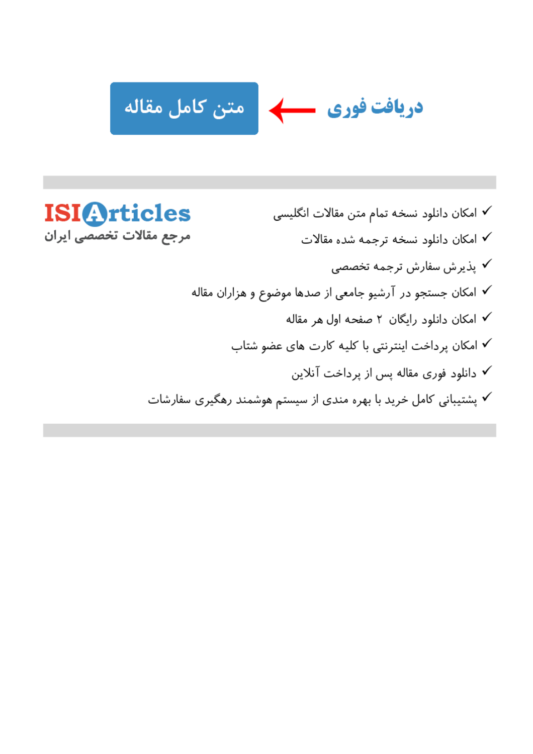دریافت فوری ← **متن کامل مقاله**

**ISIArticles**
مرجع مقالات تخصصی ایران

- ✓ امکان دانلود نسخه تمام متن مقالات انگلیسی
- ✓ امکان دانلود نسخه ترجمه شده مقالات
- ✓ پذیرش سفارش ترجمه تخصصی
- ✓ امکان جستجو در آرشیو جامعی از صدها موضوع و هزاران مقاله
- ✓ امکان دانلود رایگان ۲ صفحه اول هر مقاله
- ✓ امکان پرداخت اینترنتی با کلیه کارت های عضو شتاب
- ✓ دانلود فوری مقاله پس از پرداخت آنلاین
- ✓ پشتیبانی کامل خرید با بهره مندی از سیستم هوشمند رهگیری سفارشات